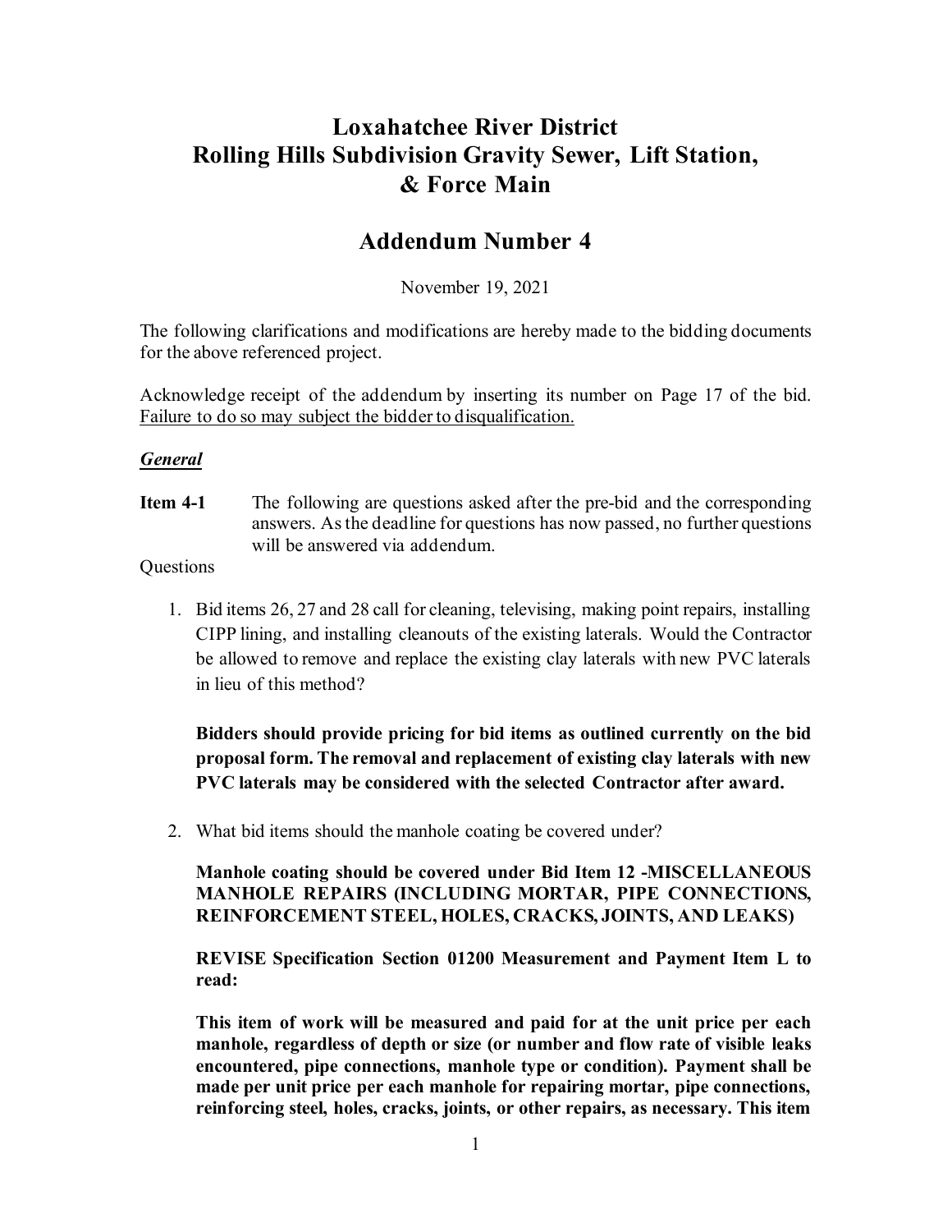# Loxahatchee River District
# Rolling Hills Subdivision Gravity Sewer, Lift Station, & Force Main

## Addendum Number 4

November 19, 2021

The following clarifications and modifications are hereby made to the bidding documents for the above referenced project.

Acknowledge receipt of the addendum by inserting its number on Page 17 of the bid. Failure to do so may subject the bidder to disqualification.

### *General*

**Item 4-1** The following are questions asked after the pre-bid and the corresponding answers. As the deadline for questions has now passed, no further questions will be answered via addendum.

Questions

1. Bid items 26, 27 and 28 call for cleaning, televising, making point repairs, installing CIPP lining, and installing cleanouts of the existing laterals. Would the Contractor be allowed to remove and replace the existing clay laterals with new PVC laterals in lieu of this method?

   **Bidders should provide pricing for bid items as outlined currently on the bid proposal form. The removal and replacement of existing clay laterals with new PVC laterals may be considered with the selected Contractor after award.**

2. What bid items should the manhole coating be covered under?

   **Manhole coating should be covered under Bid Item 12 -MISCELLANEOUS MANHOLE REPAIRS (INCLUDING MORTAR, PIPE CONNECTIONS, REINFORCEMENT STEEL, HOLES, CRACKS, JOINTS, AND LEAKS)**

   **REVISE Specification Section 01200 Measurement and Payment Item L to read:**

   **This item of work will be measured and paid for at the unit price per each manhole, regardless of depth or size (or number and flow rate of visible leaks encountered, pipe connections, manhole type or condition). Payment shall be made per unit price per each manhole for repairing mortar, pipe connections, reinforcing steel, holes, cracks, joints, or other repairs, as necessary. This item**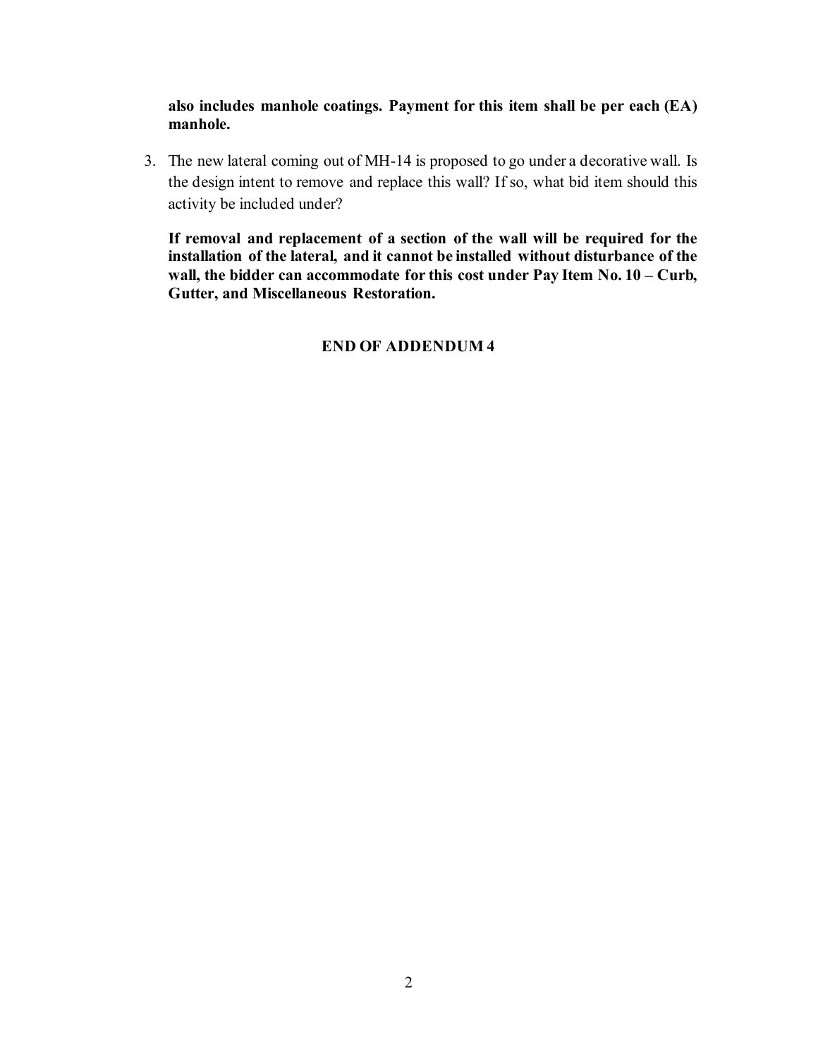**also includes manhole coatings. Payment for this item shall be per each (EA) manhole.**

3. The new lateral coming out of MH-14 is proposed to go under a decorative wall. Is the design intent to remove and replace this wall? If so, what bid item should this activity be included under?

   **If removal and replacement of a section of the wall will be required for the installation of the lateral, and it cannot be installed without disturbance of the wall, the bidder can accommodate for this cost under Pay Item No. 10 – Curb, Gutter, and Miscellaneous Restoration.**

**END OF ADDENDUM 4**